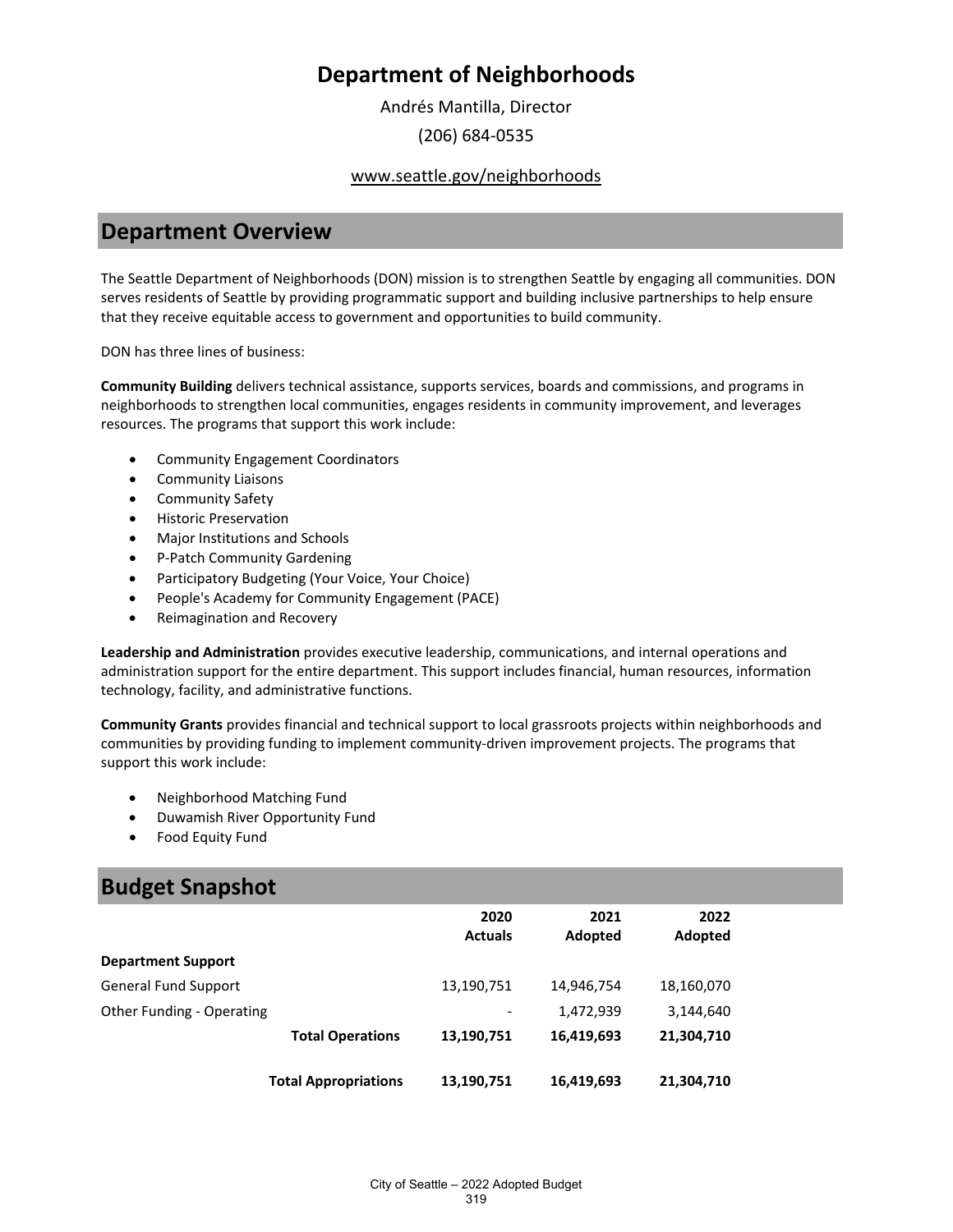# Department of Neighborhoods

Andrés Mantilla, Director

(206) 684-0535

www.seattle.gov/neighborhoods

## Department Overview

The Seattle Department of Neighborhoods (DON) mission is to strengthen Seattle by engaging all communities. DON serves residents of Seattle by providing programmatic support and building inclusive partnerships to help ensure that they receive equitable access to government and opportunities to build community.

DON has three lines of business:

**Community Building** delivers technical assistance, supports services, boards and commissions, and programs in neighborhoods to strengthen local communities, engages residents in community improvement, and leverages resources. The programs that support this work include:

- Community Engagement Coordinators
- Community Liaisons
- Community Safety
- Historic Preservation
- Major Institutions and Schools
- P-Patch Community Gardening
- Participatory Budgeting (Your Voice, Your Choice)
- People's Academy for Community Engagement (PACE)
- Reimagination and Recovery

**Leadership and Administration** provides executive leadership, communications, and internal operations and administration support for the entire department. This support includes financial, human resources, information technology, facility, and administrative functions.

**Community Grants** provides financial and technical support to local grassroots projects within neighborhoods and communities by providing funding to implement community-driven improvement projects. The programs that support this work include:

- Neighborhood Matching Fund
- Duwamish River Opportunity Fund
- Food Equity Fund

## Budget Snapshot

| | 2020 Actuals | 2021 Adopted | 2022 Adopted |
|---|---|---|---|
| **Department Support** | | | |
| General Fund Support | 13,190,751 | 14,946,754 | 18,160,070 |
| Other Funding - Operating | - | 1,472,939 | 3,144,640 |
| **Total Operations** | **13,190,751** | **16,419,693** | **21,304,710** |
| **Total Appropriations** | **13,190,751** | **16,419,693** | **21,304,710** |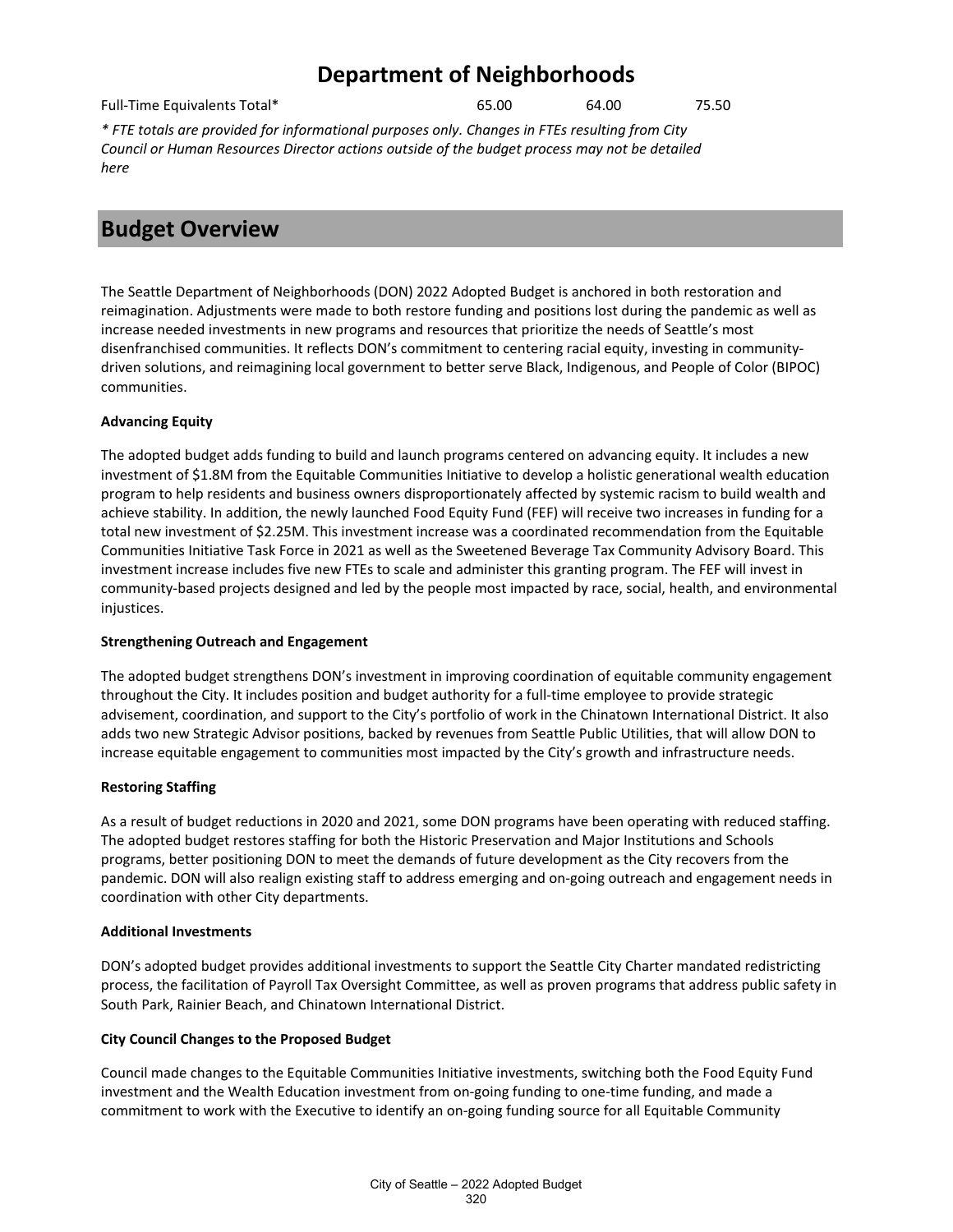# Department of Neighborhoods

| | | | |
|---|---|---|---|
| Full-Time Equivalents Total* | 65.00 | 64.00 | 75.50 |

*\* FTE totals are provided for informational purposes only. Changes in FTEs resulting from City Council or Human Resources Director actions outside of the budget process may not be detailed here*

## Budget Overview

The Seattle Department of Neighborhoods (DON) 2022 Adopted Budget is anchored in both restoration and reimagination. Adjustments were made to both restore funding and positions lost during the pandemic as well as increase needed investments in new programs and resources that prioritize the needs of Seattle's most disenfranchised communities. It reflects DON's commitment to centering racial equity, investing in community-driven solutions, and reimagining local government to better serve Black, Indigenous, and People of Color (BIPOC) communities.

**Advancing Equity**

The adopted budget adds funding to build and launch programs centered on advancing equity. It includes a new investment of $1.8M from the Equitable Communities Initiative to develop a holistic generational wealth education program to help residents and business owners disproportionately affected by systemic racism to build wealth and achieve stability. In addition, the newly launched Food Equity Fund (FEF) will receive two increases in funding for a total new investment of $2.25M. This investment increase was a coordinated recommendation from the Equitable Communities Initiative Task Force in 2021 as well as the Sweetened Beverage Tax Community Advisory Board. This investment increase includes five new FTEs to scale and administer this granting program. The FEF will invest in community-based projects designed and led by the people most impacted by race, social, health, and environmental injustices.

**Strengthening Outreach and Engagement**

The adopted budget strengthens DON's investment in improving coordination of equitable community engagement throughout the City. It includes position and budget authority for a full-time employee to provide strategic advisement, coordination, and support to the City's portfolio of work in the Chinatown International District. It also adds two new Strategic Advisor positions, backed by revenues from Seattle Public Utilities, that will allow DON to increase equitable engagement to communities most impacted by the City's growth and infrastructure needs.

**Restoring Staffing**

As a result of budget reductions in 2020 and 2021, some DON programs have been operating with reduced staffing. The adopted budget restores staffing for both the Historic Preservation and Major Institutions and Schools programs, better positioning DON to meet the demands of future development as the City recovers from the pandemic. DON will also realign existing staff to address emerging and on-going outreach and engagement needs in coordination with other City departments.

**Additional Investments**

DON's adopted budget provides additional investments to support the Seattle City Charter mandated redistricting process, the facilitation of Payroll Tax Oversight Committee, as well as proven programs that address public safety in South Park, Rainier Beach, and Chinatown International District.

**City Council Changes to the Proposed Budget**

Council made changes to the Equitable Communities Initiative investments, switching both the Food Equity Fund investment and the Wealth Education investment from on-going funding to one-time funding, and made a commitment to work with the Executive to identify an on-going funding source for all Equitable Community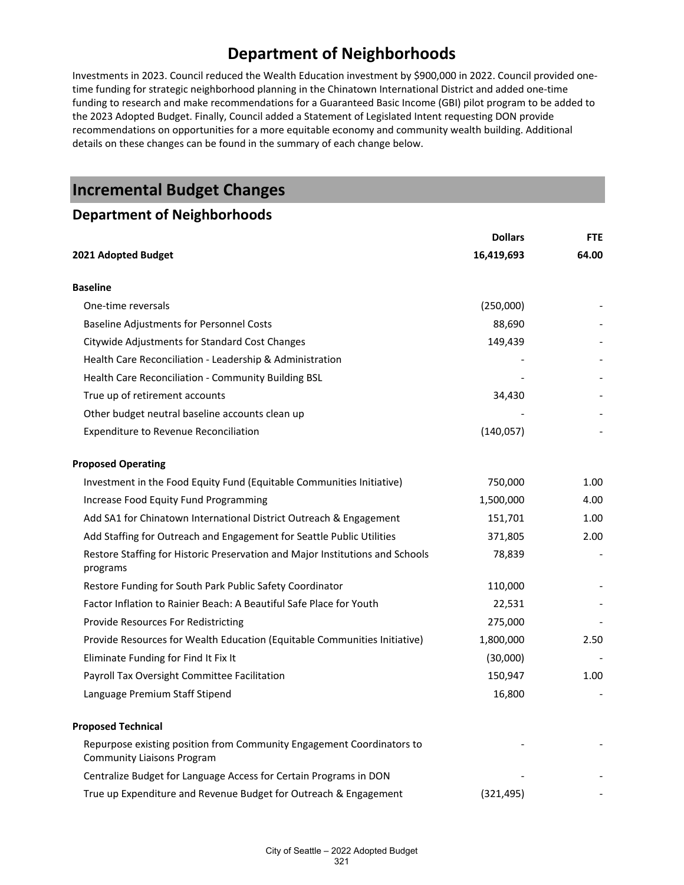# Department of Neighborhoods

Investments in 2023. Council reduced the Wealth Education investment by $900,000 in 2022. Council provided one-time funding for strategic neighborhood planning in the Chinatown International District and added one-time funding to research and make recommendations for a Guaranteed Basic Income (GBI) pilot program to be added to the 2023 Adopted Budget. Finally, Council added a Statement of Legislated Intent requesting DON provide recommendations on opportunities for a more equitable economy and community wealth building. Additional details on these changes can be found in the summary of each change below.

## Incremental Budget Changes

### Department of Neighborhoods

| | Dollars | FTE |
|---|---|---|
| **2021 Adopted Budget** | **16,419,693** | **64.00** |
| **Baseline** | | |
| One-time reversals | (250,000) | - |
| Baseline Adjustments for Personnel Costs | 88,690 | - |
| Citywide Adjustments for Standard Cost Changes | 149,439 | - |
| Health Care Reconciliation - Leadership & Administration | - | - |
| Health Care Reconciliation - Community Building BSL | - | - |
| True up of retirement accounts | 34,430 | - |
| Other budget neutral baseline accounts clean up | - | - |
| Expenditure to Revenue Reconciliation | (140,057) | - |
| **Proposed Operating** | | |
| Investment in the Food Equity Fund (Equitable Communities Initiative) | 750,000 | 1.00 |
| Increase Food Equity Fund Programming | 1,500,000 | 4.00 |
| Add SA1 for Chinatown International District Outreach & Engagement | 151,701 | 1.00 |
| Add Staffing for Outreach and Engagement for Seattle Public Utilities | 371,805 | 2.00 |
| Restore Staffing for Historic Preservation and Major Institutions and Schools programs | 78,839 | - |
| Restore Funding for South Park Public Safety Coordinator | 110,000 | - |
| Factor Inflation to Rainier Beach: A Beautiful Safe Place for Youth | 22,531 | - |
| Provide Resources For Redistricting | 275,000 | - |
| Provide Resources for Wealth Education (Equitable Communities Initiative) | 1,800,000 | 2.50 |
| Eliminate Funding for Find It Fix It | (30,000) | - |
| Payroll Tax Oversight Committee Facilitation | 150,947 | 1.00 |
| Language Premium Staff Stipend | 16,800 | - |
| **Proposed Technical** | | |
| Repurpose existing position from Community Engagement Coordinators to Community Liaisons Program | - | - |
| Centralize Budget for Language Access for Certain Programs in DON | - | - |
| True up Expenditure and Revenue Budget for Outreach & Engagement | (321,495) | - |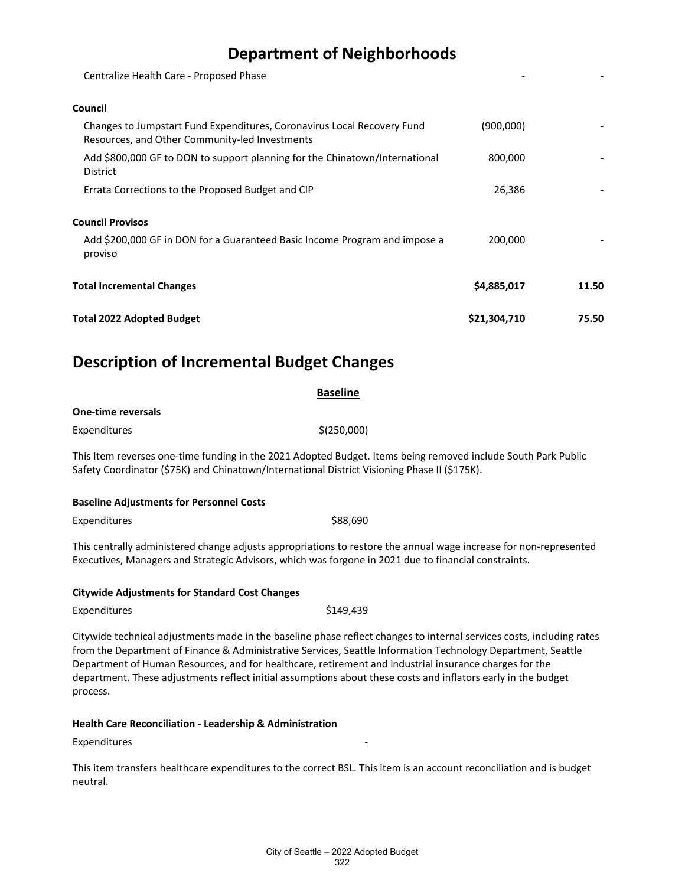# Department of Neighborhoods

| | | |
|---|---|---|
| Centralize Health Care - Proposed Phase | - | - |
| **Council** | | |
| Changes to Jumpstart Fund Expenditures, Coronavirus Local Recovery Fund Resources, and Other Community-led Investments | (900,000) | - |
| Add $800,000 GF to DON to support planning for the Chinatown/International District | 800,000 | - |
| Errata Corrections to the Proposed Budget and CIP | 26,386 | - |
| **Council Provisos** | | |
| Add $200,000 GF in DON for a Guaranteed Basic Income Program and impose a proviso | 200,000 | - |
| **Total Incremental Changes** | **$4,885,017** | **11.50** |
| **Total 2022 Adopted Budget** | **$21,304,710** | **75.50** |

## Description of Incremental Budget Changes

**Baseline**

**One-time reversals**

Expenditures $(250,000)

This Item reverses one-time funding in the 2021 Adopted Budget. Items being removed include South Park Public Safety Coordinator ($75K) and Chinatown/International District Visioning Phase II ($175K).

**Baseline Adjustments for Personnel Costs**

Expenditures $88,690

This centrally administered change adjusts appropriations to restore the annual wage increase for non-represented Executives, Managers and Strategic Advisors, which was forgone in 2021 due to financial constraints.

**Citywide Adjustments for Standard Cost Changes**

Expenditures $149,439

Citywide technical adjustments made in the baseline phase reflect changes to internal services costs, including rates from the Department of Finance & Administrative Services, Seattle Information Technology Department, Seattle Department of Human Resources, and for healthcare, retirement and industrial insurance charges for the department. These adjustments reflect initial assumptions about these costs and inflators early in the budget process.

**Health Care Reconciliation - Leadership & Administration**

Expenditures -

This item transfers healthcare expenditures to the correct BSL. This item is an account reconciliation and is budget neutral.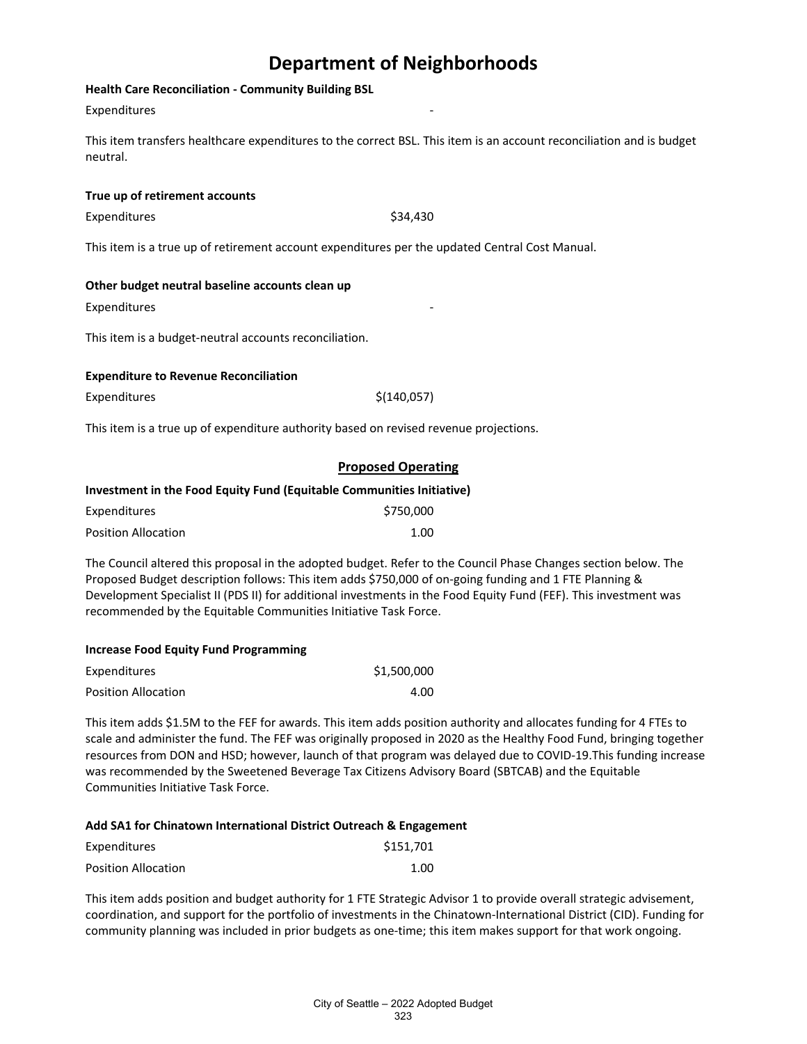# Department of Neighborhoods

**Health Care Reconciliation - Community Building BSL**

| | |
|---|---|
| Expenditures | - |

This item transfers healthcare expenditures to the correct BSL. This item is an account reconciliation and is budget neutral.

**True up of retirement accounts**

| | |
|---|---|
| Expenditures | $34,430 |

This item is a true up of retirement account expenditures per the updated Central Cost Manual.

**Other budget neutral baseline accounts clean up**

| | |
|---|---|
| Expenditures | - |

This item is a budget-neutral accounts reconciliation.

**Expenditure to Revenue Reconciliation**

| | |
|---|---|
| Expenditures | $(140,057) |

This item is a true up of expenditure authority based on revised revenue projections.

## Proposed Operating

**Investment in the Food Equity Fund (Equitable Communities Initiative)**

| | |
|---|---|
| Expenditures | $750,000 |
| Position Allocation | 1.00 |

The Council altered this proposal in the adopted budget. Refer to the Council Phase Changes section below. The Proposed Budget description follows: This item adds $750,000 of on-going funding and 1 FTE Planning & Development Specialist II (PDS II) for additional investments in the Food Equity Fund (FEF). This investment was recommended by the Equitable Communities Initiative Task Force.

**Increase Food Equity Fund Programming**

| | |
|---|---|
| Expenditures | $1,500,000 |
| Position Allocation | 4.00 |

This item adds $1.5M to the FEF for awards. This item adds position authority and allocates funding for 4 FTEs to scale and administer the fund. The FEF was originally proposed in 2020 as the Healthy Food Fund, bringing together resources from DON and HSD; however, launch of that program was delayed due to COVID-19.This funding increase was recommended by the Sweetened Beverage Tax Citizens Advisory Board (SBTCAB) and the Equitable Communities Initiative Task Force.

**Add SA1 for Chinatown International District Outreach & Engagement**

| | |
|---|---|
| Expenditures | $151,701 |
| Position Allocation | 1.00 |

This item adds position and budget authority for 1 FTE Strategic Advisor 1 to provide overall strategic advisement, coordination, and support for the portfolio of investments in the Chinatown-International District (CID). Funding for community planning was included in prior budgets as one-time; this item makes support for that work ongoing.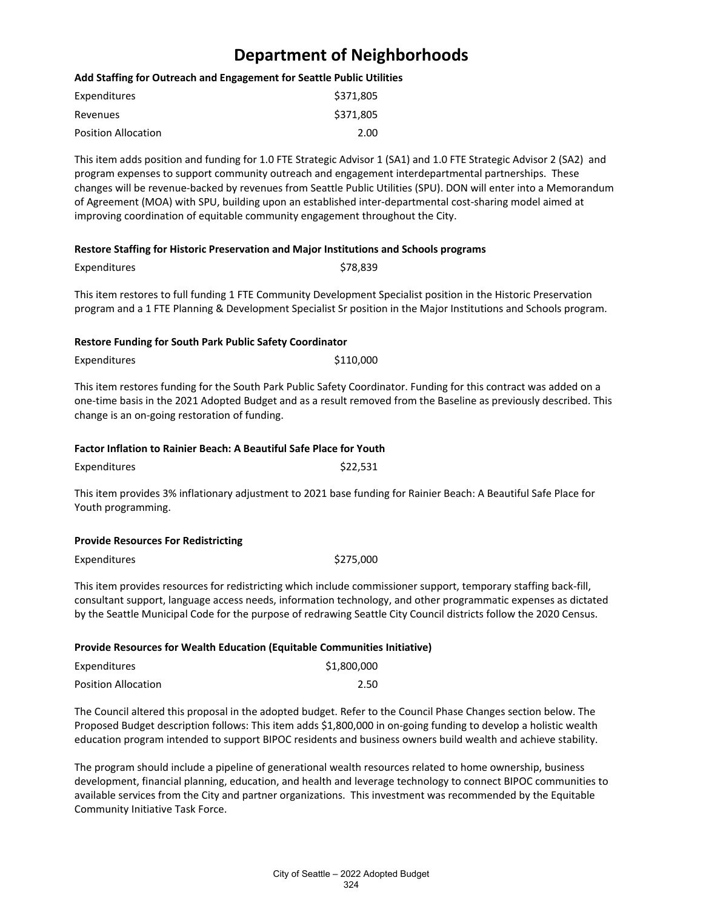# Department of Neighborhoods

**Add Staffing for Outreach and Engagement for Seattle Public Utilities**

| | |
|---|---|
| Expenditures | $371,805 |
| Revenues | $371,805 |
| Position Allocation | 2.00 |

This item adds position and funding for 1.0 FTE Strategic Advisor 1 (SA1) and 1.0 FTE Strategic Advisor 2 (SA2) and program expenses to support community outreach and engagement interdepartmental partnerships. These changes will be revenue-backed by revenues from Seattle Public Utilities (SPU). DON will enter into a Memorandum of Agreement (MOA) with SPU, building upon an established inter-departmental cost-sharing model aimed at improving coordination of equitable community engagement throughout the City.

**Restore Staffing for Historic Preservation and Major Institutions and Schools programs**

| | |
|---|---|
| Expenditures | $78,839 |

This item restores to full funding 1 FTE Community Development Specialist position in the Historic Preservation program and a 1 FTE Planning & Development Specialist Sr position in the Major Institutions and Schools program.

**Restore Funding for South Park Public Safety Coordinator**

| | |
|---|---|
| Expenditures | $110,000 |

This item restores funding for the South Park Public Safety Coordinator. Funding for this contract was added on a one-time basis in the 2021 Adopted Budget and as a result removed from the Baseline as previously described. This change is an on-going restoration of funding.

**Factor Inflation to Rainier Beach: A Beautiful Safe Place for Youth**

| | |
|---|---|
| Expenditures | $22,531 |

This item provides 3% inflationary adjustment to 2021 base funding for Rainier Beach: A Beautiful Safe Place for Youth programming.

**Provide Resources For Redistricting**

| | |
|---|---|
| Expenditures | $275,000 |

This item provides resources for redistricting which include commissioner support, temporary staffing back-fill, consultant support, language access needs, information technology, and other programmatic expenses as dictated by the Seattle Municipal Code for the purpose of redrawing Seattle City Council districts follow the 2020 Census.

**Provide Resources for Wealth Education (Equitable Communities Initiative)**

| | |
|---|---|
| Expenditures | $1,800,000 |
| Position Allocation | 2.50 |

The Council altered this proposal in the adopted budget. Refer to the Council Phase Changes section below. The Proposed Budget description follows: This item adds $1,800,000 in on-going funding to develop a holistic wealth education program intended to support BIPOC residents and business owners build wealth and achieve stability.

The program should include a pipeline of generational wealth resources related to home ownership, business development, financial planning, education, and health and leverage technology to connect BIPOC communities to available services from the City and partner organizations. This investment was recommended by the Equitable Community Initiative Task Force.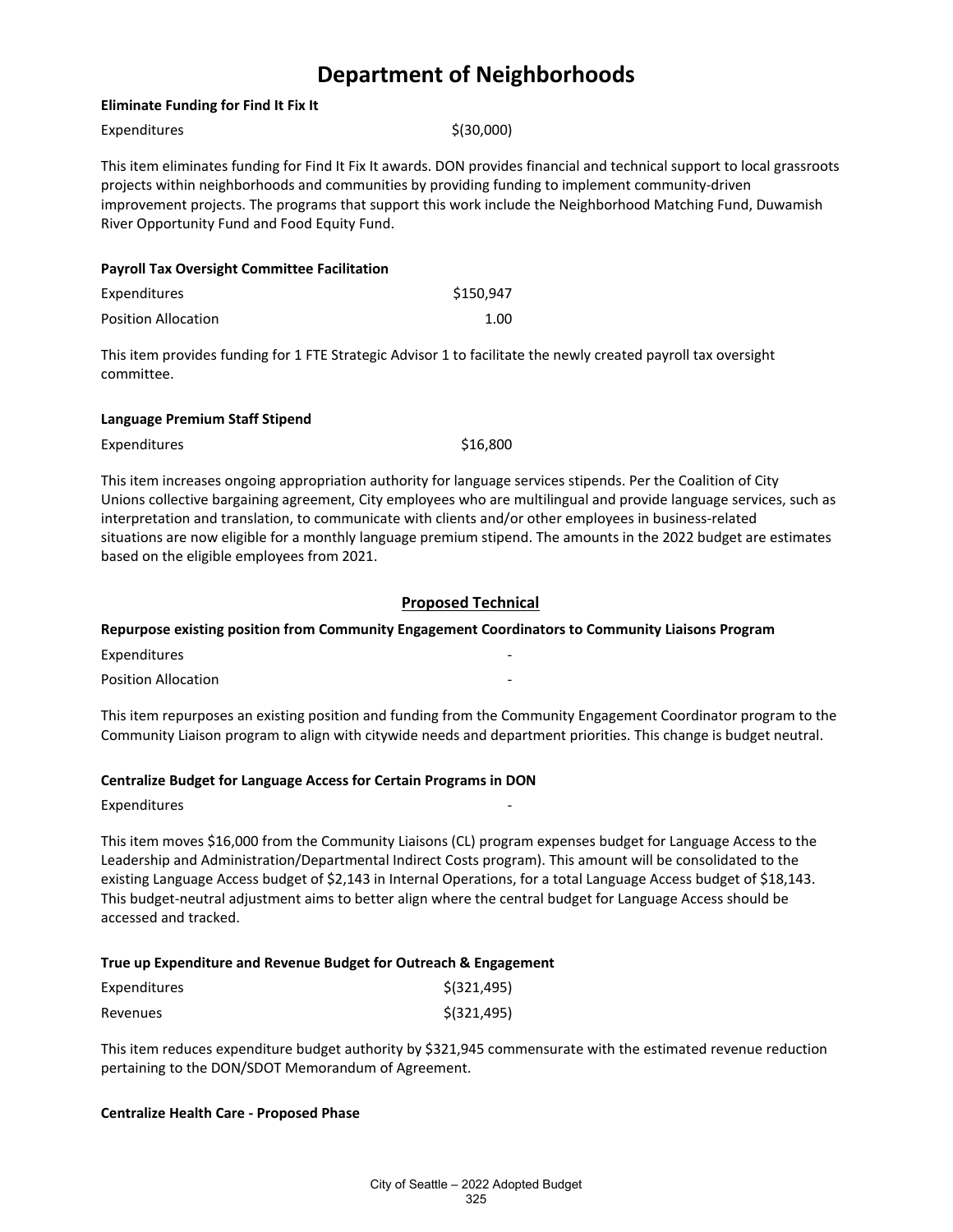# Department of Neighborhoods

**Eliminate Funding for Find It Fix It**

| | |
|---|---|
| Expenditures | $(30,000) |

This item eliminates funding for Find It Fix It awards. DON provides financial and technical support to local grassroots projects within neighborhoods and communities by providing funding to implement community-driven improvement projects. The programs that support this work include the Neighborhood Matching Fund, Duwamish River Opportunity Fund and Food Equity Fund.

**Payroll Tax Oversight Committee Facilitation**

| | |
|---|---|
| Expenditures | $150,947 |
| Position Allocation | 1.00 |

This item provides funding for 1 FTE Strategic Advisor 1 to facilitate the newly created payroll tax oversight committee.

**Language Premium Staff Stipend**

| | |
|---|---|
| Expenditures | $16,800 |

This item increases ongoing appropriation authority for language services stipends. Per the Coalition of City Unions collective bargaining agreement, City employees who are multilingual and provide language services, such as interpretation and translation, to communicate with clients and/or other employees in business-related situations are now eligible for a monthly language premium stipend. The amounts in the 2022 budget are estimates based on the eligible employees from 2021.

## Proposed Technical

**Repurpose existing position from Community Engagement Coordinators to Community Liaisons Program**

| | |
|---|---|
| Expenditures | - |
| Position Allocation | - |

This item repurposes an existing position and funding from the Community Engagement Coordinator program to the Community Liaison program to align with citywide needs and department priorities. This change is budget neutral.

**Centralize Budget for Language Access for Certain Programs in DON**

| | |
|---|---|
| Expenditures | - |

This item moves $16,000 from the Community Liaisons (CL) program expenses budget for Language Access to the Leadership and Administration/Departmental Indirect Costs program). This amount will be consolidated to the existing Language Access budget of $2,143 in Internal Operations, for a total Language Access budget of $18,143. This budget-neutral adjustment aims to better align where the central budget for Language Access should be accessed and tracked.

**True up Expenditure and Revenue Budget for Outreach & Engagement**

| | |
|---|---|
| Expenditures | $(321,495) |
| Revenues | $(321,495) |

This item reduces expenditure budget authority by $321,945 commensurate with the estimated revenue reduction pertaining to the DON/SDOT Memorandum of Agreement.

**Centralize Health Care - Proposed Phase**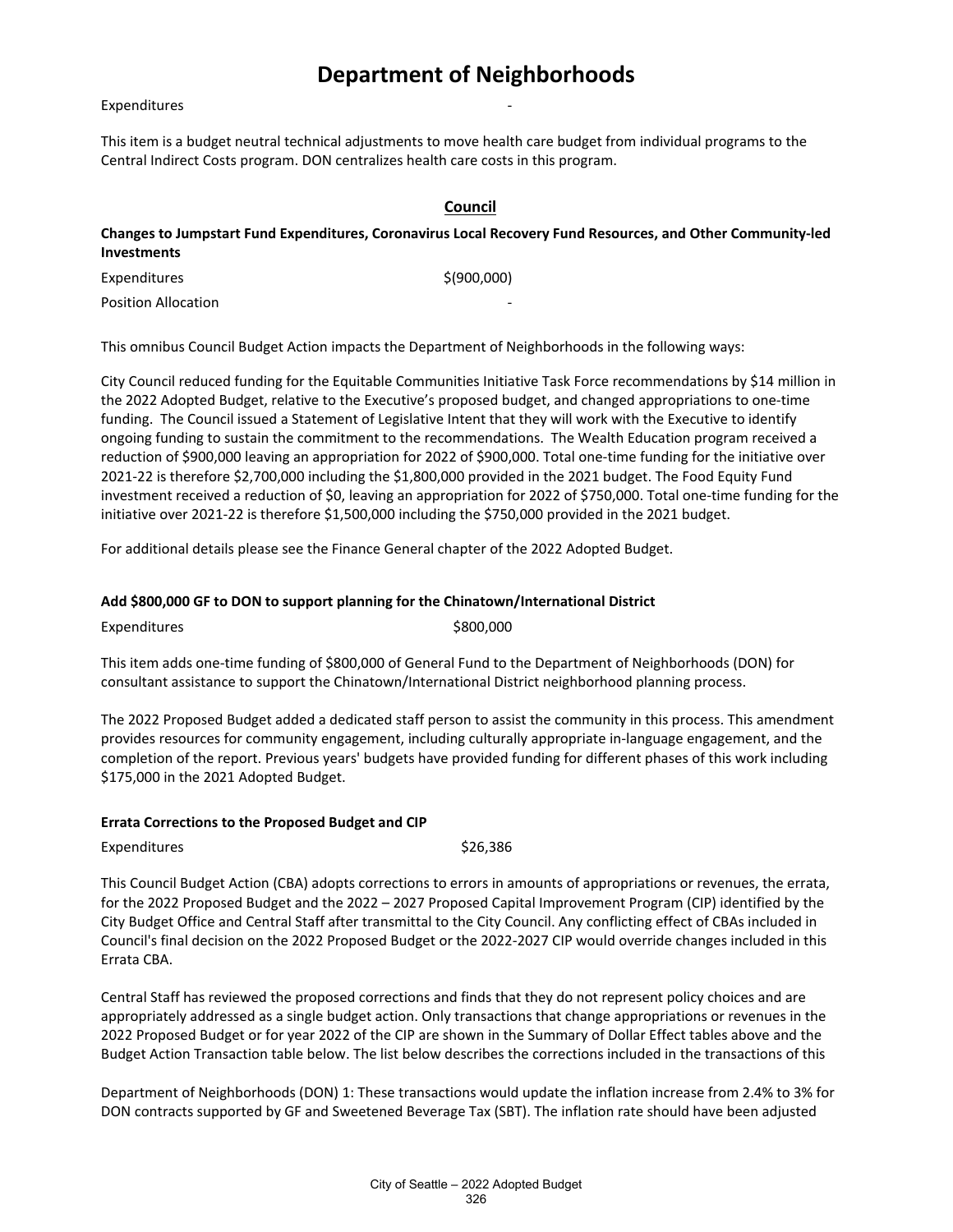# Department of Neighborhoods

Expenditures -

This item is a budget neutral technical adjustments to move health care budget from individual programs to the Central Indirect Costs program. DON centralizes health care costs in this program.

## Council

**Changes to Jumpstart Fund Expenditures, Coronavirus Local Recovery Fund Resources, and Other Community-led Investments**

| | |
|---|---|
| Expenditures | $(900,000) |
| Position Allocation | - |

This omnibus Council Budget Action impacts the Department of Neighborhoods in the following ways:

City Council reduced funding for the Equitable Communities Initiative Task Force recommendations by $14 million in the 2022 Adopted Budget, relative to the Executive's proposed budget, and changed appropriations to one-time funding. The Council issued a Statement of Legislative Intent that they will work with the Executive to identify ongoing funding to sustain the commitment to the recommendations. The Wealth Education program received a reduction of $900,000 leaving an appropriation for 2022 of $900,000. Total one-time funding for the initiative over 2021-22 is therefore $2,700,000 including the $1,800,000 provided in the 2021 budget. The Food Equity Fund investment received a reduction of $0, leaving an appropriation for 2022 of $750,000. Total one-time funding for the initiative over 2021-22 is therefore $1,500,000 including the $750,000 provided in the 2021 budget.

For additional details please see the Finance General chapter of the 2022 Adopted Budget.

**Add $800,000 GF to DON to support planning for the Chinatown/International District**

Expenditures $800,000

This item adds one-time funding of $800,000 of General Fund to the Department of Neighborhoods (DON) for consultant assistance to support the Chinatown/International District neighborhood planning process.

The 2022 Proposed Budget added a dedicated staff person to assist the community in this process. This amendment provides resources for community engagement, including culturally appropriate in-language engagement, and the completion of the report. Previous years' budgets have provided funding for different phases of this work including $175,000 in the 2021 Adopted Budget.

**Errata Corrections to the Proposed Budget and CIP**

Expenditures $26,386

This Council Budget Action (CBA) adopts corrections to errors in amounts of appropriations or revenues, the errata, for the 2022 Proposed Budget and the 2022 – 2027 Proposed Capital Improvement Program (CIP) identified by the City Budget Office and Central Staff after transmittal to the City Council. Any conflicting effect of CBAs included in Council's final decision on the 2022 Proposed Budget or the 2022-2027 CIP would override changes included in this Errata CBA.

Central Staff has reviewed the proposed corrections and finds that they do not represent policy choices and are appropriately addressed as a single budget action. Only transactions that change appropriations or revenues in the 2022 Proposed Budget or for year 2022 of the CIP are shown in the Summary of Dollar Effect tables above and the Budget Action Transaction table below. The list below describes the corrections included in the transactions of this

Department of Neighborhoods (DON) 1: These transactions would update the inflation increase from 2.4% to 3% for DON contracts supported by GF and Sweetened Beverage Tax (SBT). The inflation rate should have been adjusted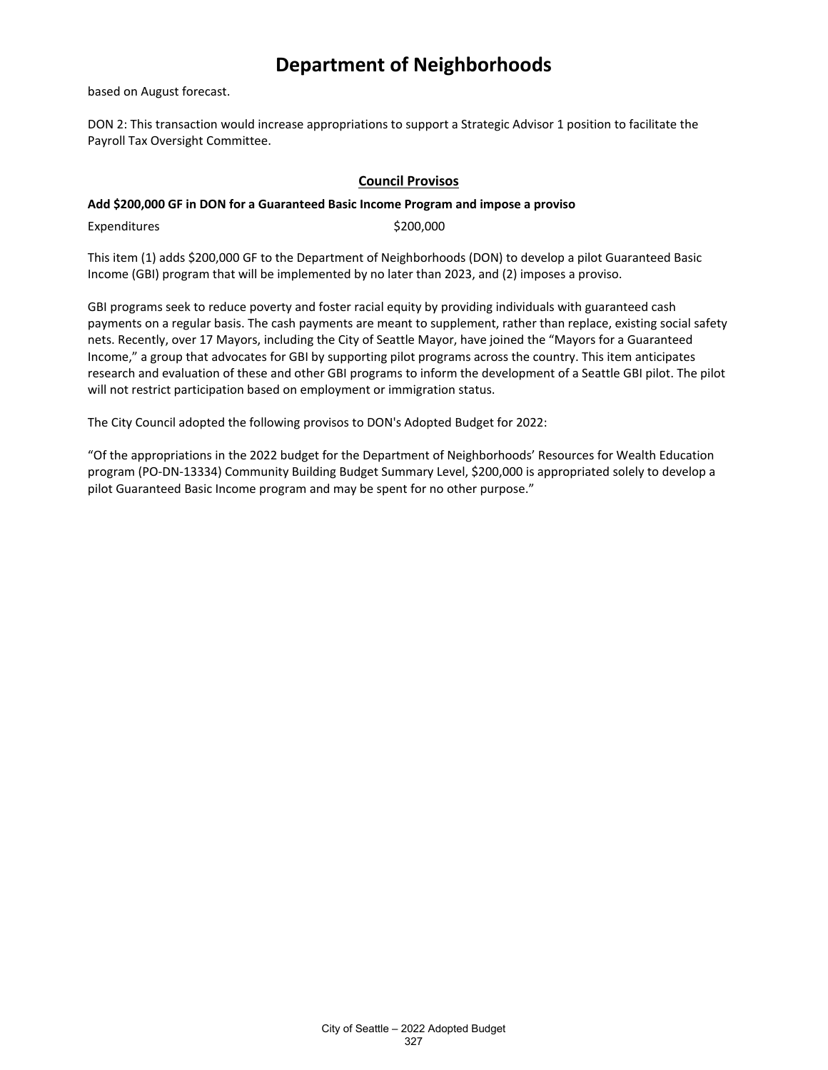# Department of Neighborhoods

based on August forecast.

DON 2: This transaction would increase appropriations to support a Strategic Advisor 1 position to facilitate the Payroll Tax Oversight Committee.

## Council Provisos

**Add $200,000 GF in DON for a Guaranteed Basic Income Program and impose a proviso**

Expenditures $200,000

This item (1) adds $200,000 GF to the Department of Neighborhoods (DON) to develop a pilot Guaranteed Basic Income (GBI) program that will be implemented by no later than 2023, and (2) imposes a proviso.

GBI programs seek to reduce poverty and foster racial equity by providing individuals with guaranteed cash payments on a regular basis. The cash payments are meant to supplement, rather than replace, existing social safety nets. Recently, over 17 Mayors, including the City of Seattle Mayor, have joined the "Mayors for a Guaranteed Income," a group that advocates for GBI by supporting pilot programs across the country. This item anticipates research and evaluation of these and other GBI programs to inform the development of a Seattle GBI pilot. The pilot will not restrict participation based on employment or immigration status.

The City Council adopted the following provisos to DON's Adopted Budget for 2022:

"Of the appropriations in the 2022 budget for the Department of Neighborhoods' Resources for Wealth Education program (PO-DN-13334) Community Building Budget Summary Level, $200,000 is appropriated solely to develop a pilot Guaranteed Basic Income program and may be spent for no other purpose."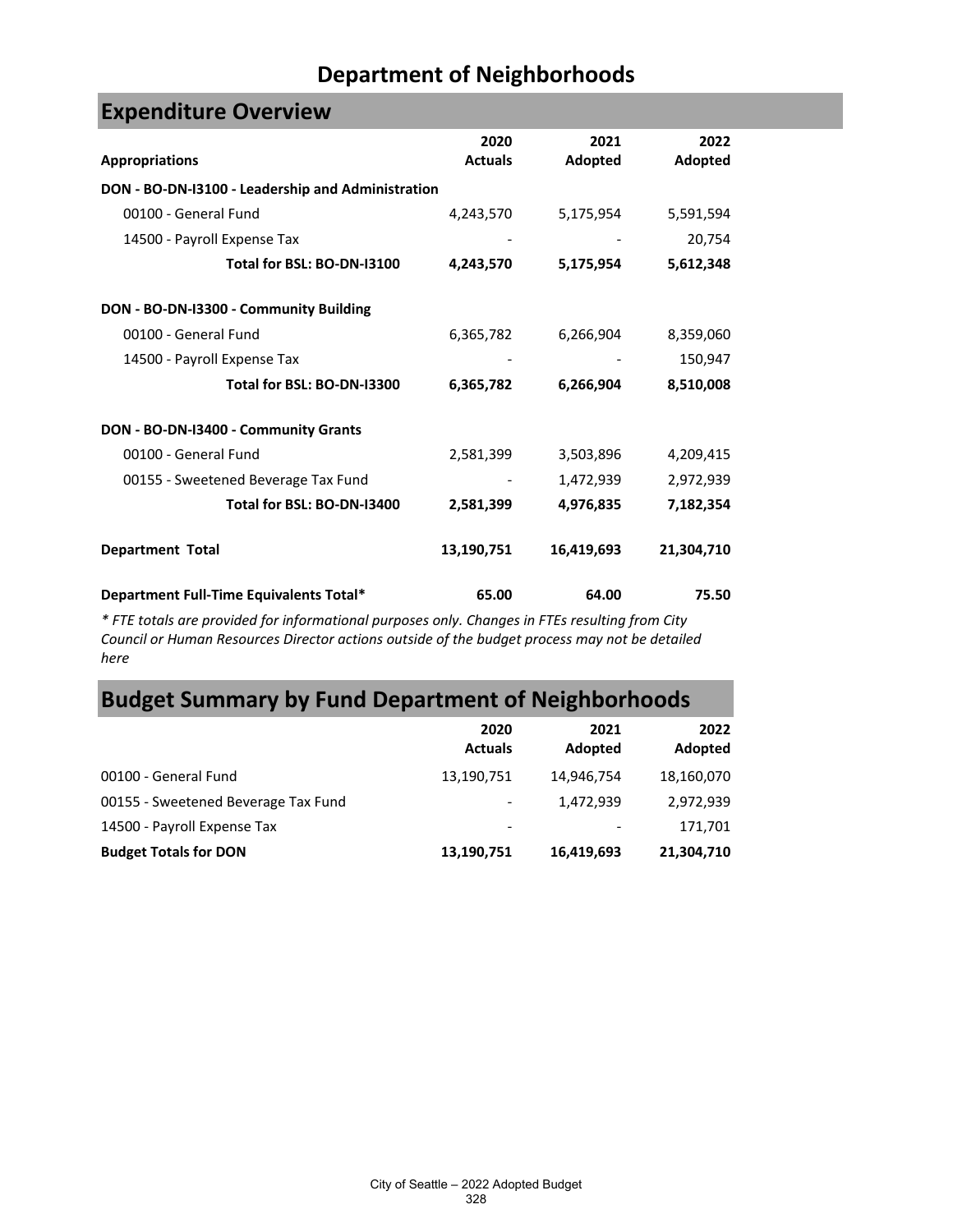# Department of Neighborhoods

## Expenditure Overview

| Appropriations | 2020 Actuals | 2021 Adopted | 2022 Adopted |
|---|---|---|---|
| **DON - BO-DN-I3100 - Leadership and Administration** | | | |
| 00100 - General Fund | 4,243,570 | 5,175,954 | 5,591,594 |
| 14500 - Payroll Expense Tax | - | - | 20,754 |
| **Total for BSL: BO-DN-I3100** | **4,243,570** | **5,175,954** | **5,612,348** |
| **DON - BO-DN-I3300 - Community Building** | | | |
| 00100 - General Fund | 6,365,782 | 6,266,904 | 8,359,060 |
| 14500 - Payroll Expense Tax | - | - | 150,947 |
| **Total for BSL: BO-DN-I3300** | **6,365,782** | **6,266,904** | **8,510,008** |
| **DON - BO-DN-I3400 - Community Grants** | | | |
| 00100 - General Fund | 2,581,399 | 3,503,896 | 4,209,415 |
| 00155 - Sweetened Beverage Tax Fund | - | 1,472,939 | 2,972,939 |
| **Total for BSL: BO-DN-I3400** | **2,581,399** | **4,976,835** | **7,182,354** |
| **Department Total** | **13,190,751** | **16,419,693** | **21,304,710** |
| **Department Full-Time Equivalents Total*** | **65.00** | **64.00** | **75.50** |

*\* FTE totals are provided for informational purposes only. Changes in FTEs resulting from City Council or Human Resources Director actions outside of the budget process may not be detailed here*

## Budget Summary by Fund Department of Neighborhoods

| | 2020 Actuals | 2021 Adopted | 2022 Adopted |
|---|---|---|---|
| 00100 - General Fund | 13,190,751 | 14,946,754 | 18,160,070 |
| 00155 - Sweetened Beverage Tax Fund | - | 1,472,939 | 2,972,939 |
| 14500 - Payroll Expense Tax | - | - | 171,701 |
| **Budget Totals for DON** | **13,190,751** | **16,419,693** | **21,304,710** |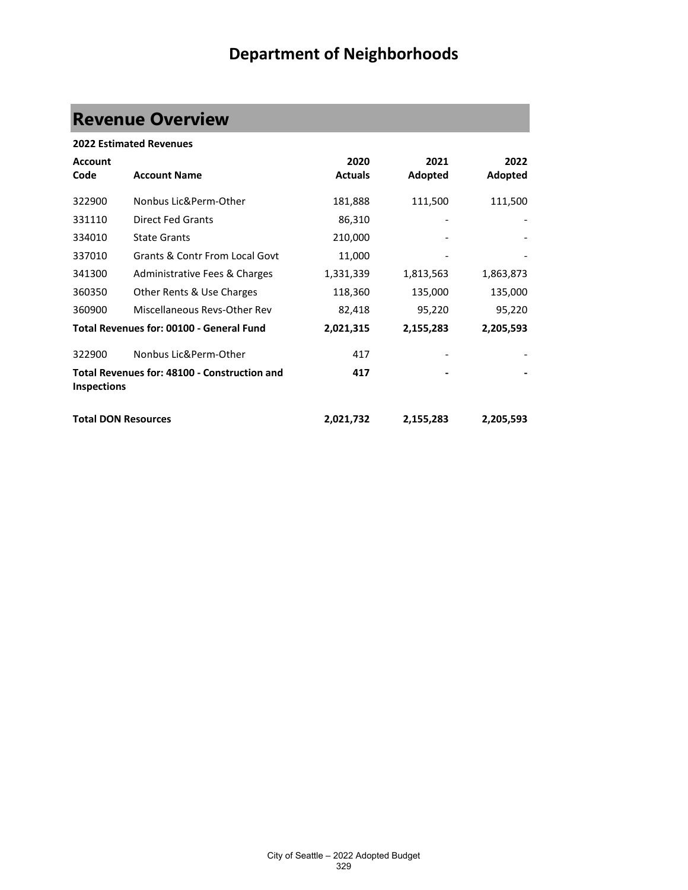# Department of Neighborhoods

## Revenue Overview

**2022 Estimated Revenues**

| Account Code | Account Name | 2020 Actuals | 2021 Adopted | 2022 Adopted |
|---|---|---|---|---|
| 322900 | Nonbus Lic&Perm-Other | 181,888 | 111,500 | 111,500 |
| 331110 | Direct Fed Grants | 86,310 | - | - |
| 334010 | State Grants | 210,000 | - | - |
| 337010 | Grants & Contr From Local Govt | 11,000 | - | - |
| 341300 | Administrative Fees & Charges | 1,331,339 | 1,813,563 | 1,863,873 |
| 360350 | Other Rents & Use Charges | 118,360 | 135,000 | 135,000 |
| 360900 | Miscellaneous Revs-Other Rev | 82,418 | 95,220 | 95,220 |
| **Total Revenues for: 00100 - General Fund** | | **2,021,315** | **2,155,283** | **2,205,593** |
| 322900 | Nonbus Lic&Perm-Other | 417 | - | - |
| **Total Revenues for: 48100 - Construction and Inspections** | | **417** | **-** | **-** |
| **Total DON Resources** | | **2,021,732** | **2,155,283** | **2,205,593** |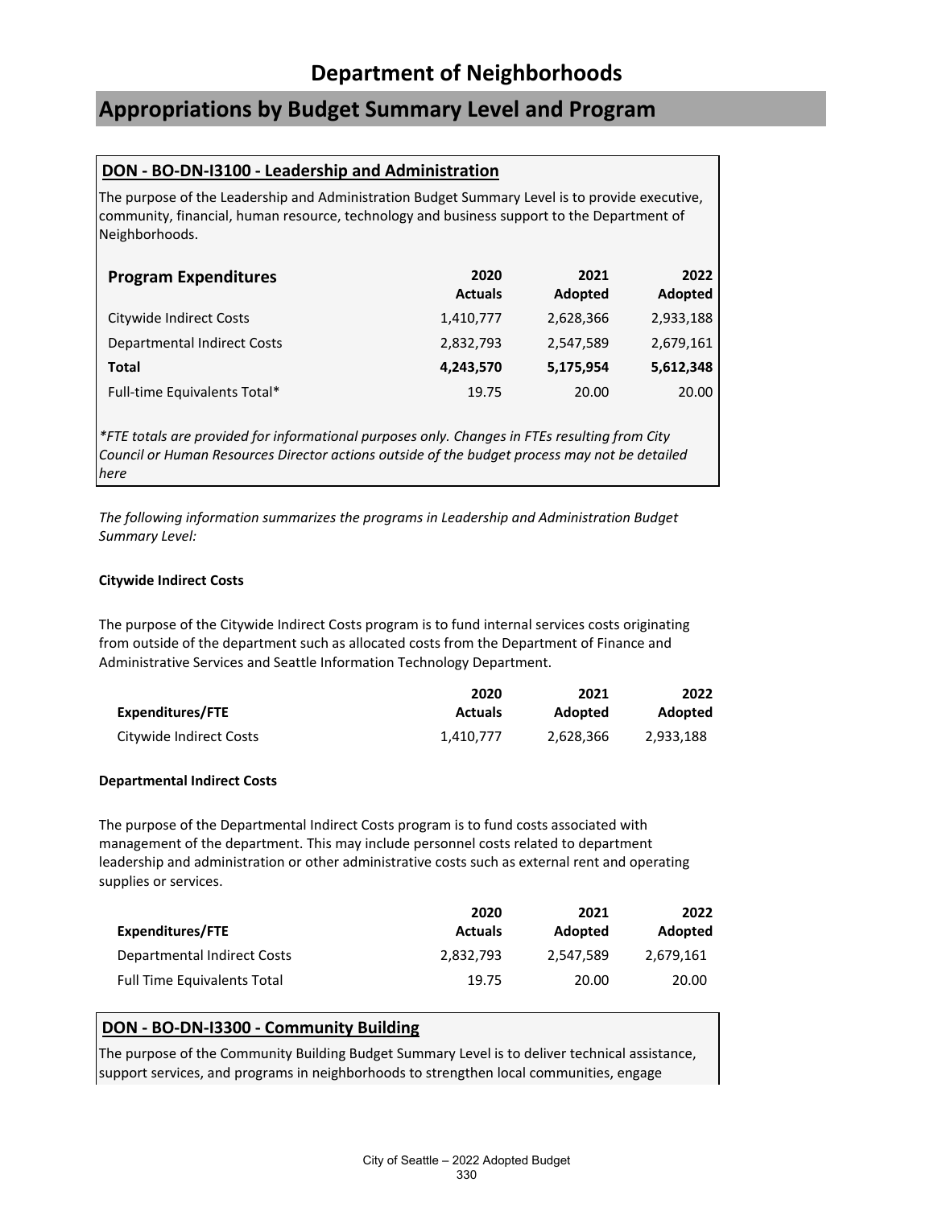# Department of Neighborhoods

## Appropriations by Budget Summary Level and Program

### DON - BO-DN-I3100 - Leadership and Administration

The purpose of the Leadership and Administration Budget Summary Level is to provide executive, community, financial, human resource, technology and business support to the Department of Neighborhoods.

| Program Expenditures | 2020 Actuals | 2021 Adopted | 2022 Adopted |
|---|---|---|---|
| Citywide Indirect Costs | 1,410,777 | 2,628,366 | 2,933,188 |
| Departmental Indirect Costs | 2,832,793 | 2,547,589 | 2,679,161 |
| **Total** | **4,243,570** | **5,175,954** | **5,612,348** |
| Full-time Equivalents Total* | 19.75 | 20.00 | 20.00 |

*\*FTE totals are provided for informational purposes only. Changes in FTEs resulting from City Council or Human Resources Director actions outside of the budget process may not be detailed here*

*The following information summarizes the programs in Leadership and Administration Budget Summary Level:*

**Citywide Indirect Costs**

The purpose of the Citywide Indirect Costs program is to fund internal services costs originating from outside of the department such as allocated costs from the Department of Finance and Administrative Services and Seattle Information Technology Department.

| Expenditures/FTE | 2020 Actuals | 2021 Adopted | 2022 Adopted |
|---|---|---|---|
| Citywide Indirect Costs | 1,410,777 | 2,628,366 | 2,933,188 |

**Departmental Indirect Costs**

The purpose of the Departmental Indirect Costs program is to fund costs associated with management of the department. This may include personnel costs related to department leadership and administration or other administrative costs such as external rent and operating supplies or services.

| Expenditures/FTE | 2020 Actuals | 2021 Adopted | 2022 Adopted |
|---|---|---|---|
| Departmental Indirect Costs | 2,832,793 | 2,547,589 | 2,679,161 |
| Full Time Equivalents Total | 19.75 | 20.00 | 20.00 |

### DON - BO-DN-I3300 - Community Building

The purpose of the Community Building Budget Summary Level is to deliver technical assistance, support services, and programs in neighborhoods to strengthen local communities, engage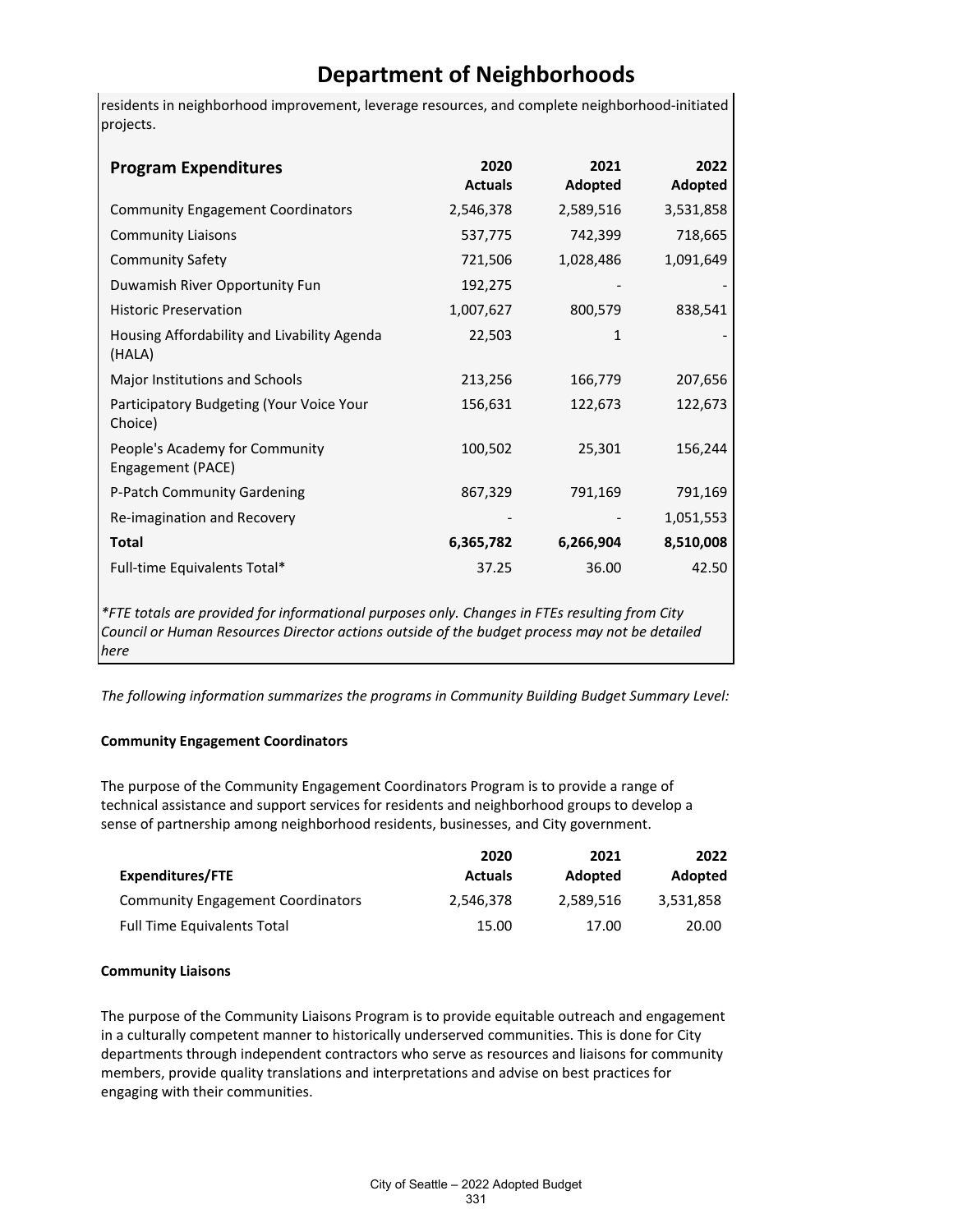# Department of Neighborhoods

residents in neighborhood improvement, leverage resources, and complete neighborhood-initiated projects.

| Program Expenditures | 2020 Actuals | 2021 Adopted | 2022 Adopted |
|---|---|---|---|
| Community Engagement Coordinators | 2,546,378 | 2,589,516 | 3,531,858 |
| Community Liaisons | 537,775 | 742,399 | 718,665 |
| Community Safety | 721,506 | 1,028,486 | 1,091,649 |
| Duwamish River Opportunity Fun | 192,275 | - | - |
| Historic Preservation | 1,007,627 | 800,579 | 838,541 |
| Housing Affordability and Livability Agenda (HALA) | 22,503 | 1 | - |
| Major Institutions and Schools | 213,256 | 166,779 | 207,656 |
| Participatory Budgeting (Your Voice Your Choice) | 156,631 | 122,673 | 122,673 |
| People's Academy for Community Engagement (PACE) | 100,502 | 25,301 | 156,244 |
| P-Patch Community Gardening | 867,329 | 791,169 | 791,169 |
| Re-imagination and Recovery | - | - | 1,051,553 |
| **Total** | **6,365,782** | **6,266,904** | **8,510,008** |
| Full-time Equivalents Total* | 37.25 | 36.00 | 42.50 |

*\*FTE totals are provided for informational purposes only. Changes in FTEs resulting from City Council or Human Resources Director actions outside of the budget process may not be detailed here*

*The following information summarizes the programs in Community Building Budget Summary Level:*

**Community Engagement Coordinators**

The purpose of the Community Engagement Coordinators Program is to provide a range of technical assistance and support services for residents and neighborhood groups to develop a sense of partnership among neighborhood residents, businesses, and City government.

| Expenditures/FTE | 2020 Actuals | 2021 Adopted | 2022 Adopted |
|---|---|---|---|
| Community Engagement Coordinators | 2,546,378 | 2,589,516 | 3,531,858 |
| Full Time Equivalents Total | 15.00 | 17.00 | 20.00 |

**Community Liaisons**

The purpose of the Community Liaisons Program is to provide equitable outreach and engagement in a culturally competent manner to historically underserved communities. This is done for City departments through independent contractors who serve as resources and liaisons for community members, provide quality translations and interpretations and advise on best practices for engaging with their communities.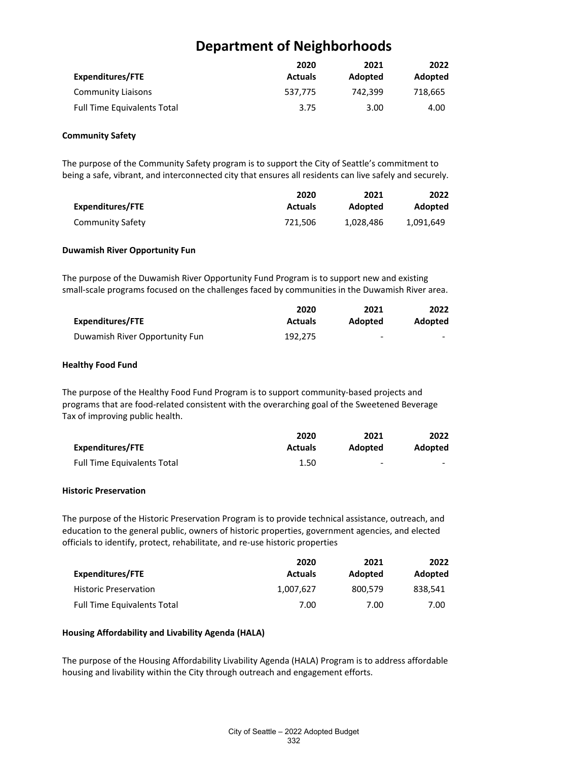# Department of Neighborhoods

| Expenditures/FTE | 2020 Actuals | 2021 Adopted | 2022 Adopted |
|---|---|---|---|
| Community Liaisons | 537,775 | 742,399 | 718,665 |
| Full Time Equivalents Total | 3.75 | 3.00 | 4.00 |

**Community Safety**

The purpose of the Community Safety program is to support the City of Seattle's commitment to being a safe, vibrant, and interconnected city that ensures all residents can live safely and securely.

| Expenditures/FTE | 2020 Actuals | 2021 Adopted | 2022 Adopted |
|---|---|---|---|
| Community Safety | 721,506 | 1,028,486 | 1,091,649 |

**Duwamish River Opportunity Fun**

The purpose of the Duwamish River Opportunity Fund Program is to support new and existing small-scale programs focused on the challenges faced by communities in the Duwamish River area.

| Expenditures/FTE | 2020 Actuals | 2021 Adopted | 2022 Adopted |
|---|---|---|---|
| Duwamish River Opportunity Fun | 192,275 | - | - |

**Healthy Food Fund**

The purpose of the Healthy Food Fund Program is to support community-based projects and programs that are food-related consistent with the overarching goal of the Sweetened Beverage Tax of improving public health.

| Expenditures/FTE | 2020 Actuals | 2021 Adopted | 2022 Adopted |
|---|---|---|---|
| Full Time Equivalents Total | 1.50 | - | - |

**Historic Preservation**

The purpose of the Historic Preservation Program is to provide technical assistance, outreach, and education to the general public, owners of historic properties, government agencies, and elected officials to identify, protect, rehabilitate, and re-use historic properties

| Expenditures/FTE | 2020 Actuals | 2021 Adopted | 2022 Adopted |
|---|---|---|---|
| Historic Preservation | 1,007,627 | 800,579 | 838,541 |
| Full Time Equivalents Total | 7.00 | 7.00 | 7.00 |

**Housing Affordability and Livability Agenda (HALA)**

The purpose of the Housing Affordability Livability Agenda (HALA) Program is to address affordable housing and livability within the City through outreach and engagement efforts.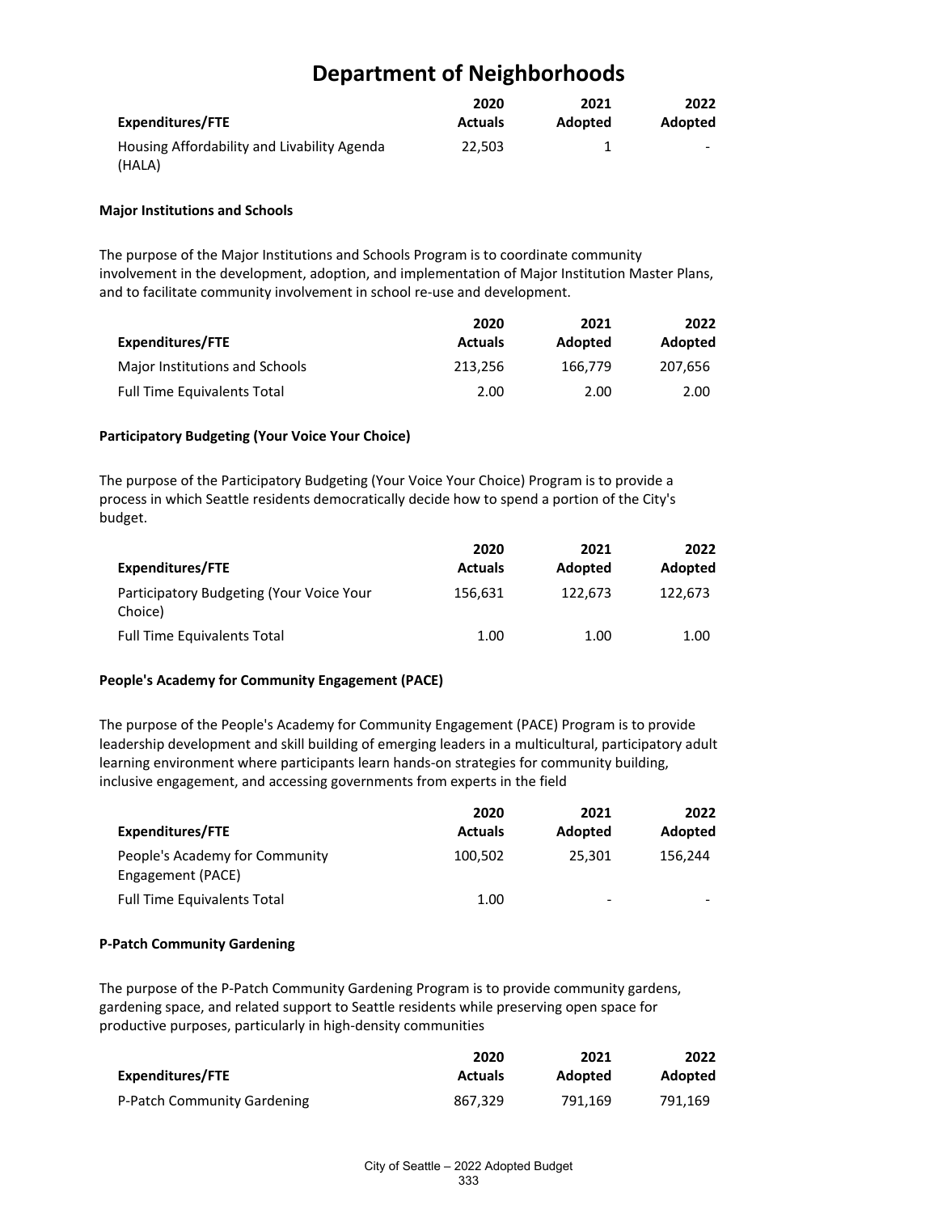# Department of Neighborhoods

| Expenditures/FTE | 2020 Actuals | 2021 Adopted | 2022 Adopted |
|---|---|---|---|
| Housing Affordability and Livability Agenda (HALA) | 22,503 | 1 | - |

**Major Institutions and Schools**

The purpose of the Major Institutions and Schools Program is to coordinate community involvement in the development, adoption, and implementation of Major Institution Master Plans, and to facilitate community involvement in school re-use and development.

| Expenditures/FTE | 2020 Actuals | 2021 Adopted | 2022 Adopted |
|---|---|---|---|
| Major Institutions and Schools | 213,256 | 166,779 | 207,656 |
| Full Time Equivalents Total | 2.00 | 2.00 | 2.00 |

**Participatory Budgeting (Your Voice Your Choice)**

The purpose of the Participatory Budgeting (Your Voice Your Choice) Program is to provide a process in which Seattle residents democratically decide how to spend a portion of the City's budget.

| Expenditures/FTE | 2020 Actuals | 2021 Adopted | 2022 Adopted |
|---|---|---|---|
| Participatory Budgeting (Your Voice Your Choice) | 156,631 | 122,673 | 122,673 |
| Full Time Equivalents Total | 1.00 | 1.00 | 1.00 |

**People's Academy for Community Engagement (PACE)**

The purpose of the People's Academy for Community Engagement (PACE) Program is to provide leadership development and skill building of emerging leaders in a multicultural, participatory adult learning environment where participants learn hands-on strategies for community building, inclusive engagement, and accessing governments from experts in the field

| Expenditures/FTE | 2020 Actuals | 2021 Adopted | 2022 Adopted |
|---|---|---|---|
| People's Academy for Community Engagement (PACE) | 100,502 | 25,301 | 156,244 |
| Full Time Equivalents Total | 1.00 | - | - |

**P-Patch Community Gardening**

The purpose of the P-Patch Community Gardening Program is to provide community gardens, gardening space, and related support to Seattle residents while preserving open space for productive purposes, particularly in high-density communities

| Expenditures/FTE | 2020 Actuals | 2021 Adopted | 2022 Adopted |
|---|---|---|---|
| P-Patch Community Gardening | 867,329 | 791,169 | 791,169 |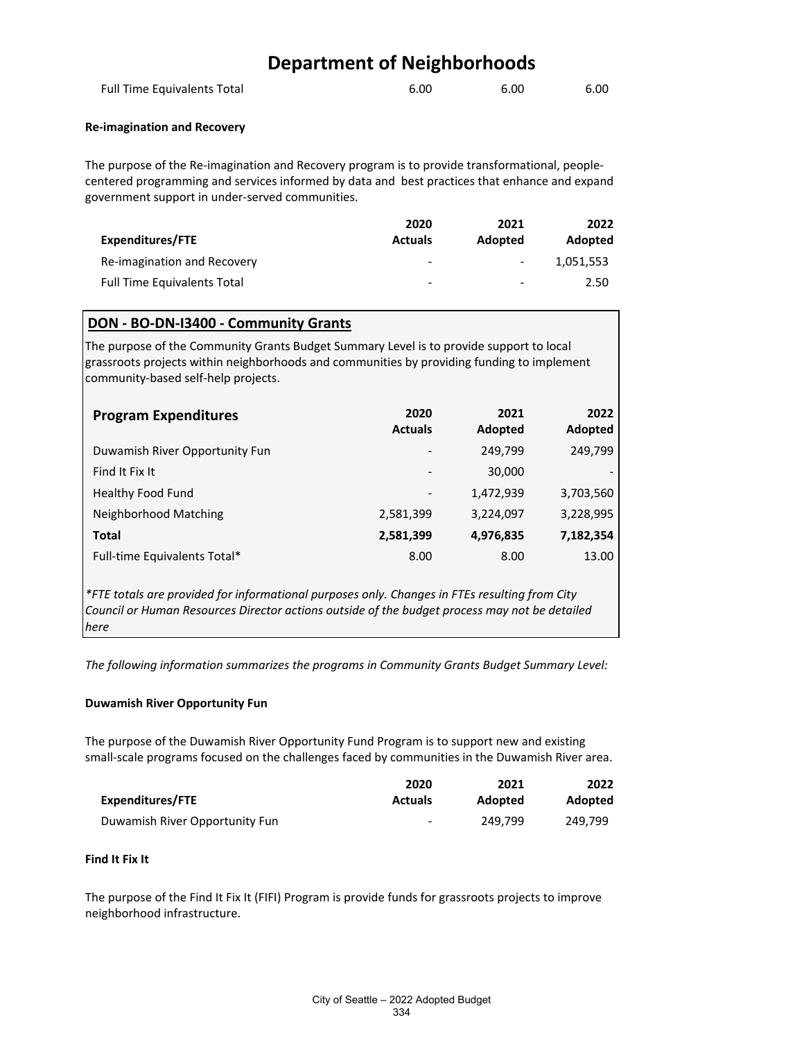# Department of Neighborhoods

| | | | |
|---|---|---|---|
| Full Time Equivalents Total | 6.00 | 6.00 | 6.00 |

**Re-imagination and Recovery**

The purpose of the Re-imagination and Recovery program is to provide transformational, people-centered programming and services informed by data and best practices that enhance and expand government support in under-served communities.

| Expenditures/FTE | 2020 Actuals | 2021 Adopted | 2022 Adopted |
|---|---|---|---|
| Re-imagination and Recovery | - | - | 1,051,553 |
| Full Time Equivalents Total | - | - | 2.50 |

## DON - BO-DN-I3400 - Community Grants

The purpose of the Community Grants Budget Summary Level is to provide support to local grassroots projects within neighborhoods and communities by providing funding to implement community-based self-help projects.

| Program Expenditures | 2020 Actuals | 2021 Adopted | 2022 Adopted |
|---|---|---|---|
| Duwamish River Opportunity Fun | - | 249,799 | 249,799 |
| Find It Fix It | - | 30,000 | - |
| Healthy Food Fund | - | 1,472,939 | 3,703,560 |
| Neighborhood Matching | 2,581,399 | 3,224,097 | 3,228,995 |
| **Total** | **2,581,399** | **4,976,835** | **7,182,354** |
| Full-time Equivalents Total* | 8.00 | 8.00 | 13.00 |

*\*FTE totals are provided for informational purposes only. Changes in FTEs resulting from City Council or Human Resources Director actions outside of the budget process may not be detailed here*

*The following information summarizes the programs in Community Grants Budget Summary Level:*

**Duwamish River Opportunity Fun**

The purpose of the Duwamish River Opportunity Fund Program is to support new and existing small-scale programs focused on the challenges faced by communities in the Duwamish River area.

| Expenditures/FTE | 2020 Actuals | 2021 Adopted | 2022 Adopted |
|---|---|---|---|
| Duwamish River Opportunity Fun | - | 249,799 | 249,799 |

**Find It Fix It**

The purpose of the Find It Fix It (FIFI) Program is provide funds for grassroots projects to improve neighborhood infrastructure.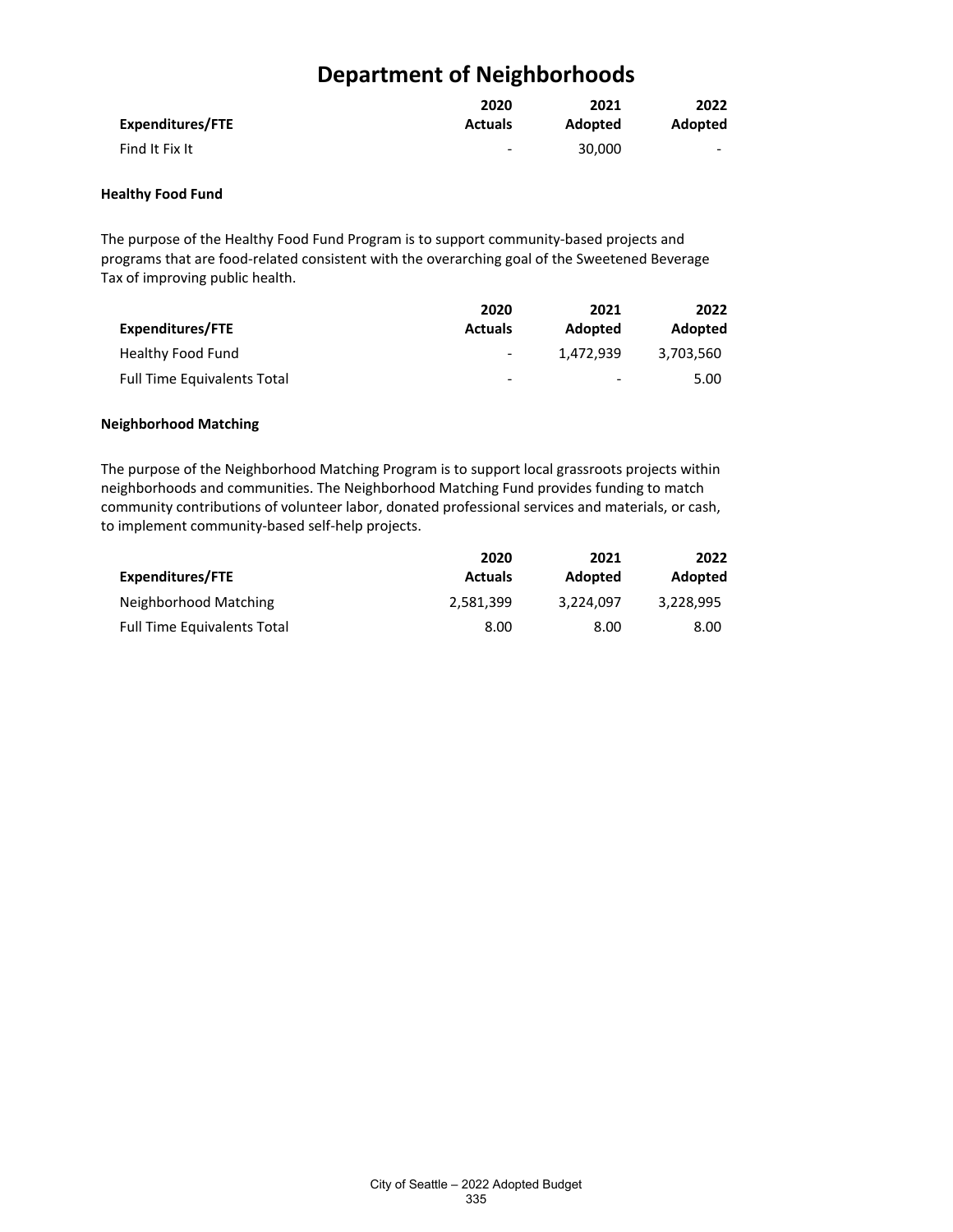# Department of Neighborhoods

| Expenditures/FTE | 2020 Actuals | 2021 Adopted | 2022 Adopted |
|---|---|---|---|
| Find It Fix It | - | 30,000 | - |

**Healthy Food Fund**

The purpose of the Healthy Food Fund Program is to support community-based projects and programs that are food-related consistent with the overarching goal of the Sweetened Beverage Tax of improving public health.

| Expenditures/FTE | 2020 Actuals | 2021 Adopted | 2022 Adopted |
|---|---|---|---|
| Healthy Food Fund | - | 1,472,939 | 3,703,560 |
| Full Time Equivalents Total | - | - | 5.00 |

**Neighborhood Matching**

The purpose of the Neighborhood Matching Program is to support local grassroots projects within neighborhoods and communities. The Neighborhood Matching Fund provides funding to match community contributions of volunteer labor, donated professional services and materials, or cash, to implement community-based self-help projects.

| Expenditures/FTE | 2020 Actuals | 2021 Adopted | 2022 Adopted |
|---|---|---|---|
| Neighborhood Matching | 2,581,399 | 3,224,097 | 3,228,995 |
| Full Time Equivalents Total | 8.00 | 8.00 | 8.00 |